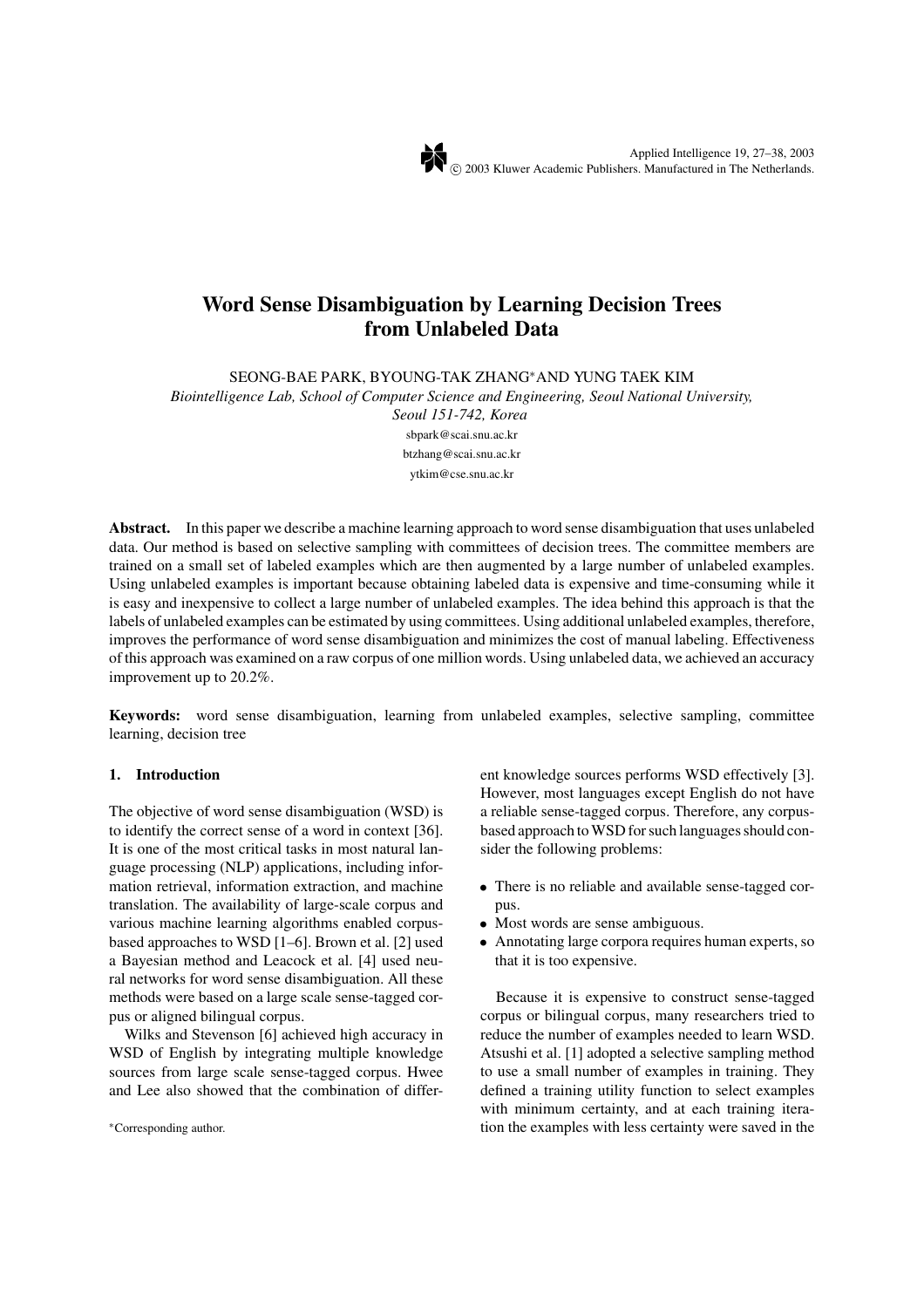# Word Sense Disambiguation by Learning Decision Trees from Unlabeled Data

SEONG-BAE PARK, BYOUNG-TAK ZHANG* AND YUNG TAEK KIM

*Biointelligence Lab, School of Computer Science and Engineering, Seoul National University, Seoul 151-742, Korea*

sbpark@scai.snu.ac.kr

btzhang@scai.snu.ac.kr

ytkim@cse.snu.ac.kr

**Abstract.** In this paper we describe a machine learning approach to word sense disambiguation that uses unlabeled data. Our method is based on selective sampling with committees of decision trees. The committee members are trained on a small set of labeled examples which are then augmented by a large number of unlabeled examples. Using unlabeled examples is important because obtaining labeled data is expensive and time-consuming while it is easy and inexpensive to collect a large number of unlabeled examples. The idea behind this approach is that the labels of unlabeled examples can be estimated by using committees. Using additional unlabeled examples, therefore, improves the performance of word sense disambiguation and minimizes the cost of manual labeling. Effectiveness of this approach was examined on a raw corpus of one million words. Using unlabeled data, we achieved an accuracy improvement up to 20.2%.

**Keywords:** word sense disambiguation, learning from unlabeled examples, selective sampling, committee learning, decision tree

## 1. Introduction

The objective of word sense disambiguation (WSD) is to identify the correct sense of a word in context [36]. It is one of the most critical tasks in most natural language processing (NLP) applications, including information retrieval, information extraction, and machine translation. The availability of large-scale corpus and various machine learning algorithms enabled corpus-based approaches to WSD [1–6]. Brown et al. [2] used a Bayesian method and Leacock et al. [4] used neural networks for word sense disambiguation. All these methods were based on a large scale sense-tagged corpus or aligned bilingual corpus.

Wilks and Stevenson [6] achieved high accuracy in WSD of English by integrating multiple knowledge sources from large scale sense-tagged corpus. Hwee and Lee also showed that the combination of different knowledge sources performs WSD effectively [3]. However, most languages except English do not have a reliable sense-tagged corpus. Therefore, any corpus-based approach to WSD for such languages should consider the following problems:

- There is no reliable and available sense-tagged corpus.
- Most words are sense ambiguous.
- Annotating large corpora requires human experts, so that it is too expensive.

Because it is expensive to construct sense-tagged corpus or bilingual corpus, many researchers tried to reduce the number of examples needed to learn WSD. Atsushi et al. [1] adopted a selective sampling method to use a small number of examples in training. They defined a training utility function to select examples with minimum certainty, and at each training iteration the examples with less certainty were saved in the

*Corresponding author.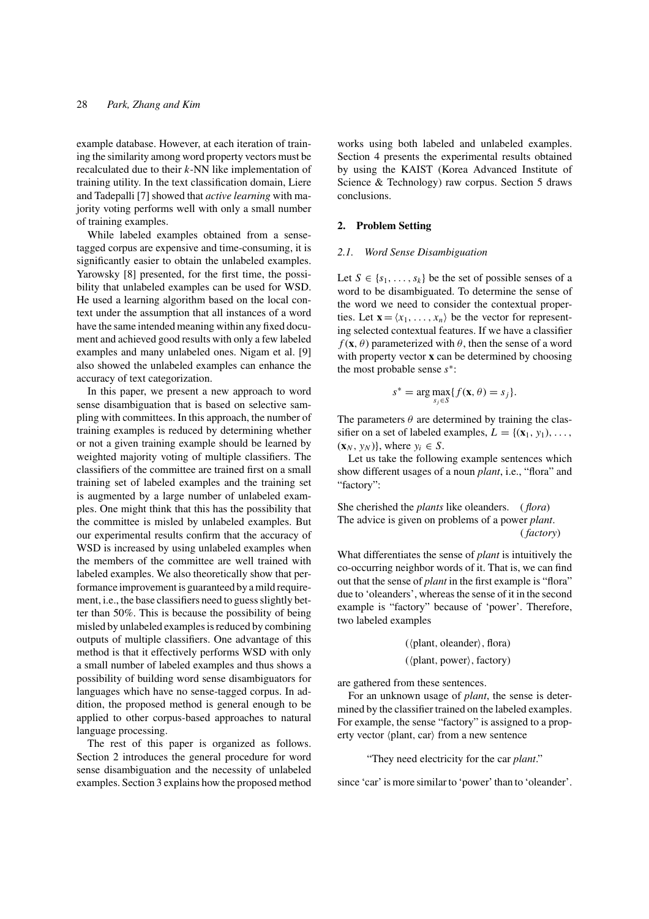example database. However, at each iteration of training the similarity among word property vectors must be recalculated due to their $k$-NN like implementation of training utility. In the text classification domain, Liere and Tadepalli [7] showed that *active learning* with majority voting performs well with only a small number of training examples.

While labeled examples obtained from a sense-tagged corpus are expensive and time-consuming, it is significantly easier to obtain the unlabeled examples. Yarowsky [8] presented, for the first time, the possibility that unlabeled examples can be used for WSD. He used a learning algorithm based on the local context under the assumption that all instances of a word have the same intended meaning within any fixed document and achieved good results with only a few labeled examples and many unlabeled ones. Nigam et al. [9] also showed the unlabeled examples can enhance the accuracy of text categorization.

In this paper, we present a new approach to word sense disambiguation that is based on selective sampling with committees. In this approach, the number of training examples is reduced by determining whether or not a given training example should be learned by weighted majority voting of multiple classifiers. The classifiers of the committee are trained first on a small training set of labeled examples and the training set is augmented by a large number of unlabeled examples. One might think that this has the possibility that the committee is misled by unlabeled examples. But our experimental results confirm that the accuracy of WSD is increased by using unlabeled examples when the members of the committee are well trained with labeled examples. We also theoretically show that performance improvement is guaranteed by a mild requirement, i.e., the base classifiers need to guess slightly better than 50%. This is because the possibility of being misled by unlabeled examples is reduced by combining outputs of multiple classifiers. One advantage of this method is that it effectively performs WSD with only a small number of labeled examples and thus shows a possibility of building word sense disambiguators for languages which have no sense-tagged corpus. In addition, the proposed method is general enough to be applied to other corpus-based approaches to natural language processing.

The rest of this paper is organized as follows. Section 2 introduces the general procedure for word sense disambiguation and the necessity of unlabeled examples. Section 3 explains how the proposed method works using both labeled and unlabeled examples. Section 4 presents the experimental results obtained by using the KAIST (Korea Advanced Institute of Science & Technology) raw corpus. Section 5 draws conclusions.

## 2. Problem Setting

### 2.1. Word Sense Disambiguation

Let $S \in \{s_1, \ldots, s_k\}$ be the set of possible senses of a word to be disambiguated. To determine the sense of the word we need to consider the contextual properties. Let $\mathbf{x} = \langle x_1, \ldots, x_n \rangle$ be the vector for representing selected contextual features. If we have a classifier $f(\mathbf{x}, \theta)$ parameterized with $\theta$, then the sense of a word with property vector $\mathbf{x}$ can be determined by choosing the most probable sense $s^*$:

$$s^* = \arg\max_{s_j \in S} \{f(\mathbf{x}, \theta) = s_j\}.$$

The parameters $\theta$ are determined by training the classifier on a set of labeled examples, $L = \{(\mathbf{x}_1, y_1), \ldots, (\mathbf{x}_N, y_N)\}$, where $y_i \in S$.

Let us take the following example sentences which show different usages of a noun *plant*, i.e., "flora" and "factory":

She cherished the *plants* like oleanders. (*flora*)
The advice is given on problems of a power *plant*. (*factory*)

What differentiates the sense of *plant* is intuitively the co-occurring neighbor words of it. That is, we can find out that the sense of *plant* in the first example is "flora" due to 'oleanders', whereas the sense of it in the second example is "factory" because of 'power'. Therefore, two labeled examples

$$(\langle \text{plant, oleander} \rangle, \text{flora})$$
$$(\langle \text{plant, power} \rangle, \text{factory})$$

are gathered from these sentences.

For an unknown usage of *plant*, the sense is determined by the classifier trained on the labeled examples. For example, the sense "factory" is assigned to a property vector ⟨plant, car⟩ from a new sentence

"They need electricity for the car *plant*."

since 'car' is more similar to 'power' than to 'oleander'.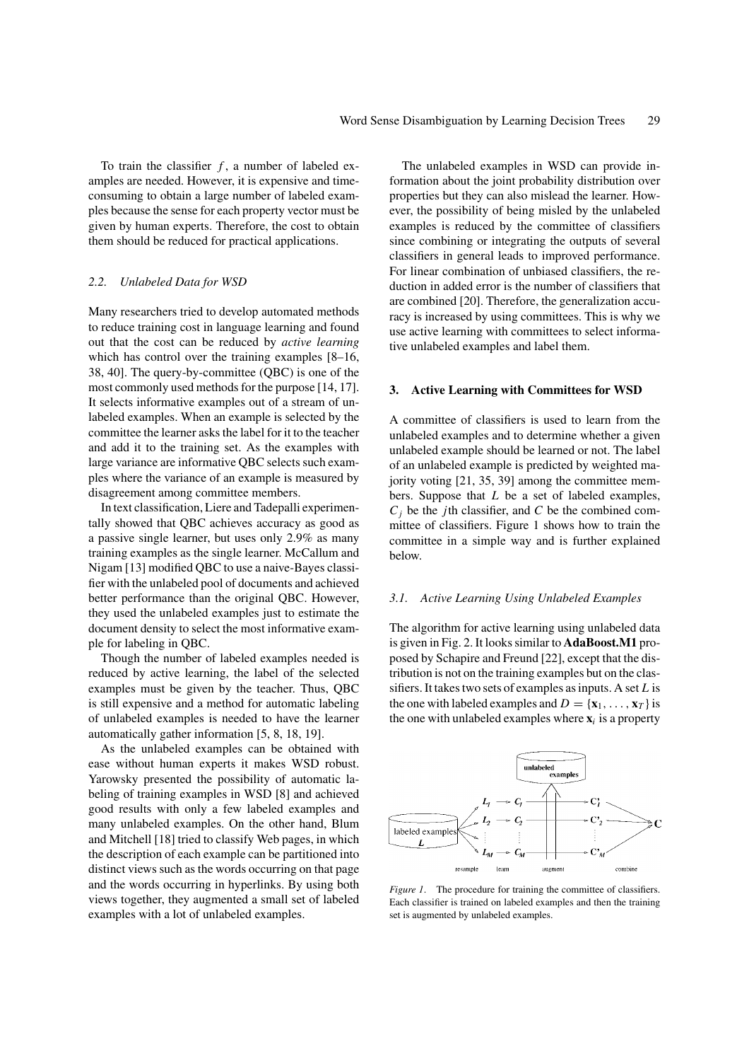To train the classifier $f$, a number of labeled examples are needed. However, it is expensive and time-consuming to obtain a large number of labeled examples because the sense for each property vector must be given by human experts. Therefore, the cost to obtain them should be reduced for practical applications.

### 2.2. Unlabeled Data for WSD

Many researchers tried to develop automated methods to reduce training cost in language learning and found out that the cost can be reduced by *active learning* which has control over the training examples [8–16, 38, 40]. The query-by-committee (QBC) is one of the most commonly used methods for the purpose [14, 17]. It selects informative examples out of a stream of unlabeled examples. When an example is selected by the committee the learner asks the label for it to the teacher and add it to the training set. As the examples with large variance are informative QBC selects such examples where the variance of an example is measured by disagreement among committee members.

In text classification, Liere and Tadepalli experimentally showed that QBC achieves accuracy as good as a passive single learner, but uses only 2.9% as many training examples as the single learner. McCallum and Nigam [13] modified QBC to use a naive-Bayes classifier with the unlabeled pool of documents and achieved better performance than the original QBC. However, they used the unlabeled examples just to estimate the document density to select the most informative example for labeling in QBC.

Though the number of labeled examples needed is reduced by active learning, the label of the selected examples must be given by the teacher. Thus, QBC is still expensive and a method for automatic labeling of unlabeled examples is needed to have the learner automatically gather information [5, 8, 18, 19].

As the unlabeled examples can be obtained with ease without human experts it makes WSD robust. Yarowsky presented the possibility of automatic labeling of training examples in WSD [8] and achieved good results with only a few labeled examples and many unlabeled examples. On the other hand, Blum and Mitchell [18] tried to classify Web pages, in which the description of each example can be partitioned into distinct views such as the words occurring on that page and the words occurring in hyperlinks. By using both views together, they augmented a small set of labeled examples with a lot of unlabeled examples.

The unlabeled examples in WSD can provide information about the joint probability distribution over properties but they can also mislead the learner. However, the possibility of being misled by the unlabeled examples is reduced by the committee of classifiers since combining or integrating the outputs of several classifiers in general leads to improved performance. For linear combination of unbiased classifiers, the reduction in added error is the number of classifiers that are combined [20]. Therefore, the generalization accuracy is increased by using committees. This is why we use active learning with committees to select informative unlabeled examples and label them.

## 3. Active Learning with Committees for WSD

A committee of classifiers is used to learn from the unlabeled examples and to determine whether a given unlabeled example should be learned or not. The label of an unlabeled example is predicted by weighted majority voting [21, 35, 39] among the committee members. Suppose that $L$ be a set of labeled examples, $C_j$ be the $j$th classifier, and $C$ be the combined committee of classifiers. Figure 1 shows how to train the committee in a simple way and is further explained below.

### 3.1. Active Learning Using Unlabeled Examples

The algorithm for active learning using unlabeled data is given in Fig. 2. It looks similar to **AdaBoost.M1** proposed by Schapire and Freund [22], except that the distribution is not on the training examples but on the classifiers. It takes two sets of examples as inputs. A set $L$ is the one with labeled examples and $D = \{\mathbf{x}_1, \ldots, \mathbf{x}_T\}$ is the one with unlabeled examples where $\mathbf{x}_i$ is a property

*Figure 1*. The procedure for training the committee of classifiers. Each classifier is trained on labeled examples and then the training set is augmented by unlabeled examples.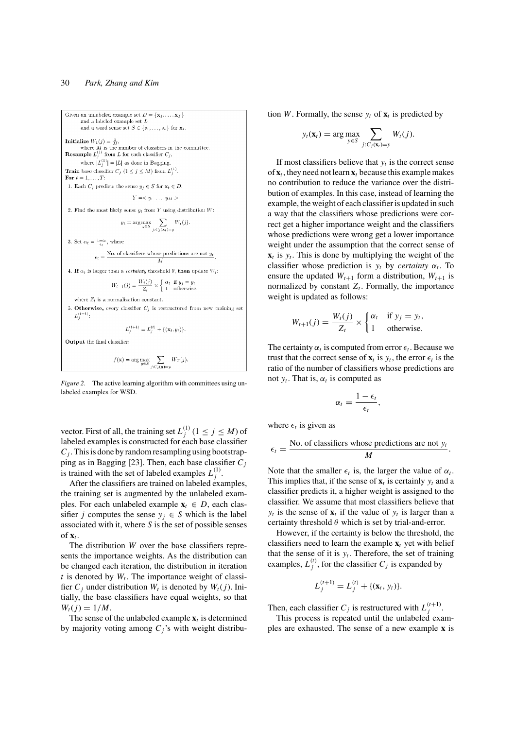Given an unlabeled example set $D = \{\mathbf{x}_1, \ldots, \mathbf{x}_T\}$
and a labeled example set $L$
and a word sense set $S \in \{s_1, \ldots, s_k\}$ for $\mathbf{x}_i$.

**Initialize** $W_1(j) = \frac{1}{M}$,
where $M$ is the number of classifiers in the committee.

**Resample** $L_j^{(1)}$ from $L$ for each classifier $C_j$,
where $|L_j^{(1)}| = |L|$ as done in Bagging.

**Train** base classifier $C_j$ $(1 \le j \le M)$ from $L_j^{(1)}$.

**For** $t = 1, \ldots, T$:

1. Each $C_j$ predicts the sense $y_j \in S$ for $\mathbf{x}_t \in D$.

$$Y = < y_1, \ldots, y_M >$$

2. Find the most likely sense $y_t$ from $Y$ using distribution $W$:

$$y_t = \arg\max_{y \in S} \sum_{j: C_j(\mathbf{x}_t) = y} W_t(j).$$

3. Set $\alpha_t = \frac{1-\epsilon_t}{\epsilon_t}$, where

$$\epsilon_t = \frac{\text{No. of classifiers whose predictions are not } y_t}{M}.$$

4. **If** $\alpha_t$ is larger than a *certainty* threshold $\theta$, **then** update $W_t$:

$$W_{t+1}(j) = \frac{W_t(j)}{Z_t} \times \begin{cases} \alpha_t & \text{if } y_j = y_t \\ 1 & \text{otherwise,} \end{cases}$$

where $Z_t$ is a normalization constant.

5. **Otherwise,** every classifier $C_j$ is restructured from new training set $L_j^{(t+1)}$:

$$L_j^{(t+1)} = L_j^{(t)} + \{(\mathbf{x}_t, y_t)\}.$$

**Output** the final classifier:

$$f(\mathbf{x}) = \arg\max_{y \in S} \sum_{j: C_j(\mathbf{x}) = y} W_T(j).$$

*Figure 2.* The active learning algorithm with committees using unlabeled examples for WSD.

vector. First of all, the training set $L_j^{(1)}$ $(1 \le j \le M)$ of labeled examples is constructed for each base classifier $C_j$. This is done by random resampling using bootstrapping as in Bagging [23]. Then, each base classifier $C_j$ is trained with the set of labeled examples $L_j^{(1)}$.

After the classifiers are trained on labeled examples, the training set is augmented by the unlabeled examples. For each unlabeled example $\mathbf{x}_t \in D$, each classifier $j$ computes the sense $y_j \in S$ which is the label associated with it, where $S$ is the set of possible senses of $\mathbf{x}_t$.

The distribution $W$ over the base classifiers represents the importance weights. As the distribution can be changed each iteration, the distribution in iteration $t$ is denoted by $W_t$. The importance weight of classifier $C_j$ under distribution $W_t$ is denoted by $W_t(j)$. Initially, the base classifiers have equal weights, so that $W_t(j) = 1/M$.

The sense of the unlabeled example $\mathbf{x}_t$ is determined by majority voting among $C_j$'s with weight distribution $W$. Formally, the sense $y_t$ of $\mathbf{x}_t$ is predicted by

$$y_t(\mathbf{x}_t) = \arg\max_{y \in S} \sum_{j: C_j(\mathbf{x}_t) = y} W_t(j).$$

If most classifiers believe that $y_t$ is the correct sense of $\mathbf{x}_t$, they need not learn $\mathbf{x}_t$ because this example makes no contribution to reduce the variance over the distribution of examples. In this case, instead of learning the example, the weight of each classifier is updated in such a way that the classifiers whose predictions were correct get a higher importance weight and the classifiers whose predictions were wrong get a lower importance weight under the assumption that the correct sense of $\mathbf{x}_t$ is $y_t$. This is done by multiplying the weight of the classifier whose prediction is $y_t$ by *certainty* $\alpha_t$. To ensure the updated $W_{t+1}$ form a distribution, $W_{t+1}$ is normalized by constant $Z_t$. Formally, the importance weight is updated as follows:

$$W_{t+1}(j) = \frac{W_t(j)}{Z_t} \times \begin{cases} \alpha_t & \text{if } y_j = y_t, \\ 1 & \text{otherwise.} \end{cases}$$

The certainty $\alpha_t$ is computed from error $\epsilon_t$. Because we trust that the correct sense of $\mathbf{x}_t$ is $y_t$, the error $\epsilon_t$ is the ratio of the number of classifiers whose predictions are not $y_t$. That is, $\alpha_t$ is computed as

$$\alpha_t = \frac{1 - \epsilon_t}{\epsilon_t},$$

where $\epsilon_t$ is given as

$$\epsilon_t = \frac{\text{No. of classifiers whose predictions are not } y_t}{M}.$$

Note that the smaller $\epsilon_t$ is, the larger the value of $\alpha_t$. This implies that, if the sense of $\mathbf{x}_t$ is certainly $y_t$ and a classifier predicts it, a higher weight is assigned to the classifier. We assume that most classifiers believe that $y_t$ is the sense of $\mathbf{x}_t$ if the value of $y_t$ is larger than a certainty threshold $\theta$ which is set by trial-and-error.

However, if the certainty is below the threshold, the classifiers need to learn the example $\mathbf{x}_t$ yet with belief that the sense of it is $y_t$. Therefore, the set of training examples, $L_j^{(t)}$, for the classifier $C_j$ is expanded by

$$L_j^{(t+1)} = L_j^{(t)} + \{(\mathbf{x}_t, y_t)\}.$$

Then, each classifier $C_j$ is restructured with $L_j^{(t+1)}$.

This process is repeated until the unlabeled examples are exhausted. The sense of a new example $\mathbf{x}$ is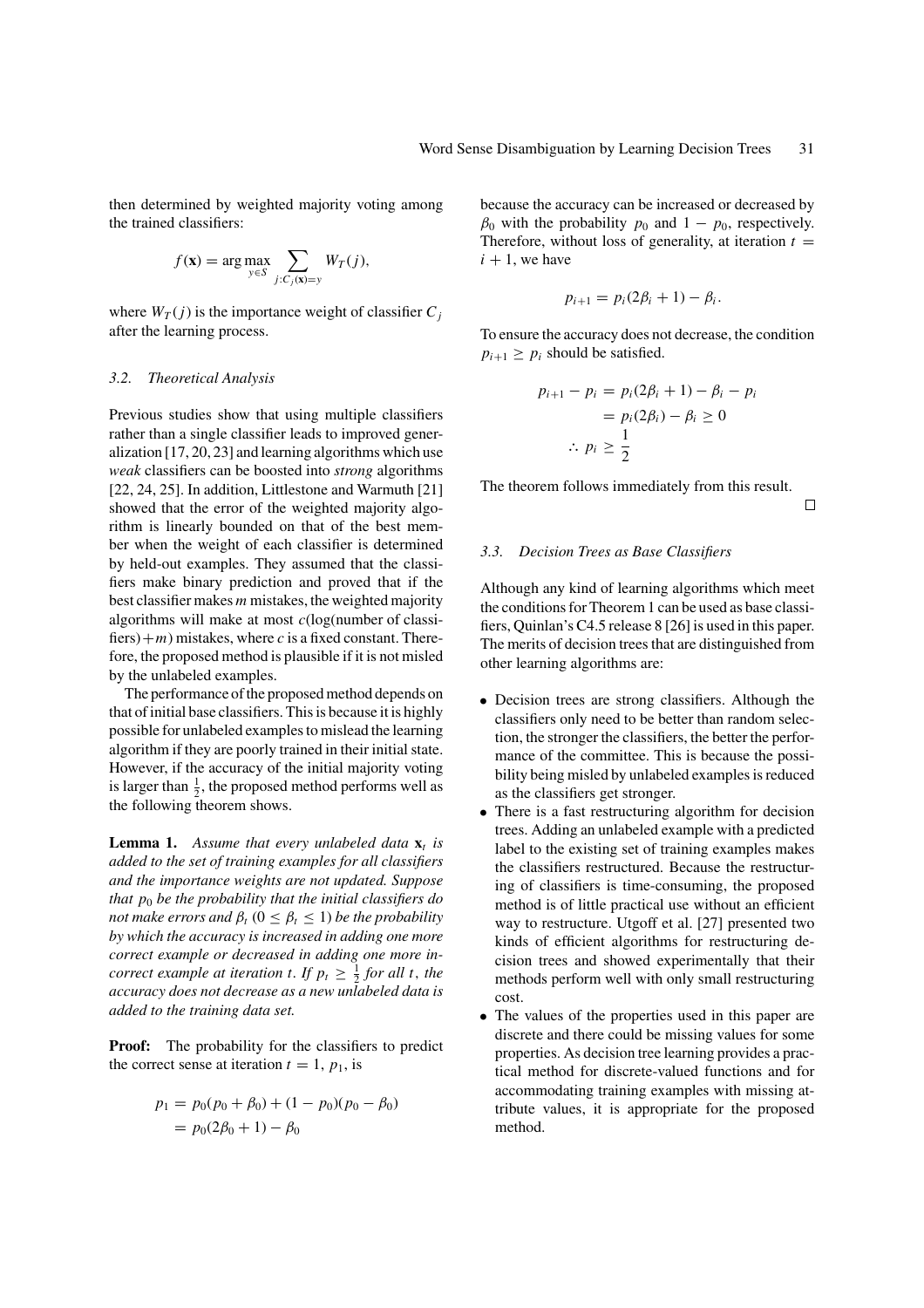then determined by weighted majority voting among the trained classifiers:

$$f(\mathbf{x}) = \arg\max_{y \in S} \sum_{j: C_j(\mathbf{x}) = y} W_T(j),$$

where $W_T(j)$ is the importance weight of classifier $C_j$ after the learning process.

### 3.2. Theoretical Analysis

Previous studies show that using multiple classifiers rather than a single classifier leads to improved generalization [17, 20, 23] and learning algorithms which use *weak* classifiers can be boosted into *strong* algorithms [22, 24, 25]. In addition, Littlestone and Warmuth [21] showed that the error of the weighted majority algorithm is linearly bounded on that of the best member when the weight of each classifier is determined by held-out examples. They assumed that the classifiers make binary prediction and proved that if the best classifier makes $m$ mistakes, the weighted majority algorithms will make at most $c(\log(\text{number of classifiers}) + m)$ mistakes, where $c$ is a fixed constant. Therefore, the proposed method is plausible if it is not misled by the unlabeled examples.

The performance of the proposed method depends on that of initial base classifiers. This is because it is highly possible for unlabeled examples to mislead the learning algorithm if they are poorly trained in their initial state. However, if the accuracy of the initial majority voting is larger than $\frac{1}{2}$, the proposed method performs well as the following theorem shows.

**Lemma 1.** *Assume that every unlabeled data $\mathbf{x}_t$ is added to the set of training examples for all classifiers and the importance weights are not updated. Suppose that $p_0$ be the probability that the initial classifiers do not make errors and $\beta_t$ ($0 \leq \beta_t \leq 1$) be the probability by which the accuracy is increased in adding one more correct example or decreased in adding one more incorrect example at iteration $t$. If $p_t \geq \frac{1}{2}$ for all $t$, the accuracy does not decrease as a new unlabeled data is added to the training data set.*

**Proof:** The probability for the classifiers to predict the correct sense at iteration $t = 1$, $p_1$, is

$$\begin{aligned} p_1 &= p_0(p_0 + \beta_0) + (1 - p_0)(p_0 - \beta_0) \\ &= p_0(2\beta_0 + 1) - \beta_0 \end{aligned}$$

because the accuracy can be increased or decreased by $\beta_0$ with the probability $p_0$ and $1 - p_0$, respectively. Therefore, without loss of generality, at iteration $t = i + 1$, we have

$$p_{i+1} = p_i(2\beta_i + 1) - \beta_i.$$

To ensure the accuracy does not decrease, the condition $p_{i+1} \geq p_i$ should be satisfied.

$$\begin{aligned} p_{i+1} - p_i &= p_i(2\beta_i + 1) - \beta_i - p_i \\ &= p_i(2\beta_i) - \beta_i \geq 0 \\ \therefore\ p_i &\geq \frac{1}{2} \end{aligned}$$

The theorem follows immediately from this result. □

### 3.3. Decision Trees as Base Classifiers

Although any kind of learning algorithms which meet the conditions for Theorem 1 can be used as base classifiers, Quinlan's C4.5 release 8 [26] is used in this paper. The merits of decision trees that are distinguished from other learning algorithms are:

- Decision trees are strong classifiers. Although the classifiers only need to be better than random selection, the stronger the classifiers, the better the performance of the committee. This is because the possibility being misled by unlabeled examples is reduced as the classifiers get stronger.
- There is a fast restructuring algorithm for decision trees. Adding an unlabeled example with a predicted label to the existing set of training examples makes the classifiers restructured. Because the restructuring of classifiers is time-consuming, the proposed method is of little practical use without an efficient way to restructure. Utgoff et al. [27] presented two kinds of efficient algorithms for restructuring decision trees and showed experimentally that their methods perform well with only small restructuring cost.
- The values of the properties used in this paper are discrete and there could be missing values for some properties. As decision tree learning provides a practical method for discrete-valued functions and for accommodating training examples with missing attribute values, it is appropriate for the proposed method.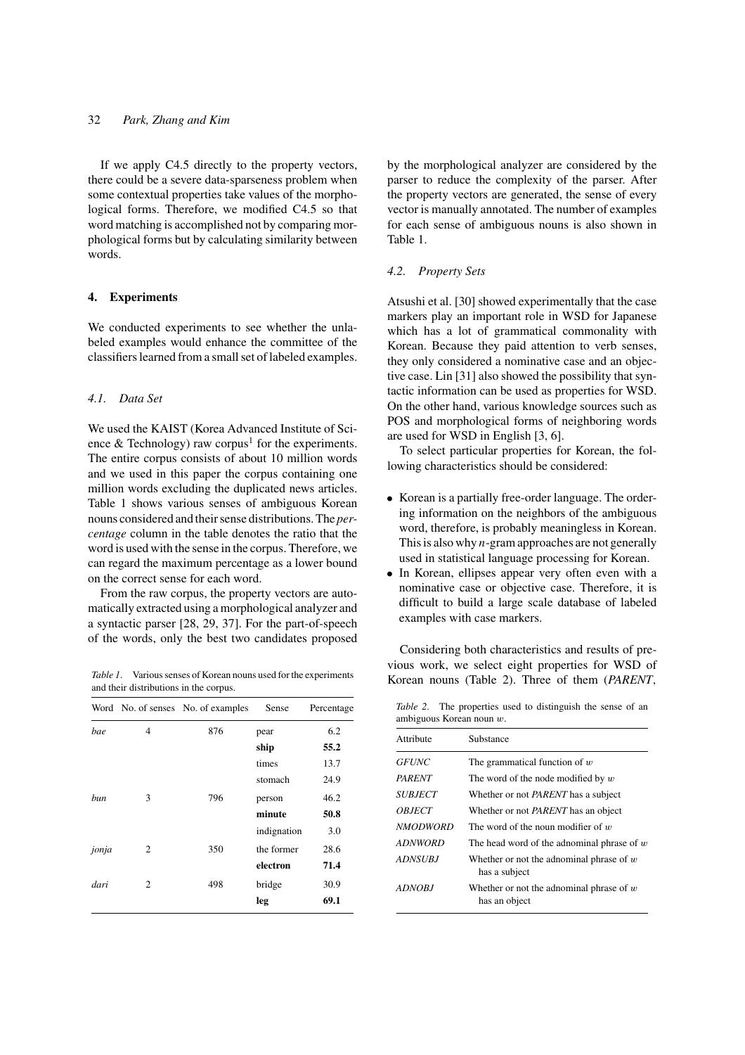If we apply C4.5 directly to the property vectors, there could be a severe data-sparseness problem when some contextual properties take values of the morphological forms. Therefore, we modified C4.5 so that word matching is accomplished not by comparing morphological forms but by calculating similarity between words.

## 4. Experiments

We conducted experiments to see whether the unlabeled examples would enhance the committee of the classifiers learned from a small set of labeled examples.

### *4.1. Data Set*

We used the KAIST (Korea Advanced Institute of Science & Technology) raw corpus[1] for the experiments. The entire corpus consists of about 10 million words and we used in this paper the corpus containing one million words excluding the duplicated news articles. Table 1 shows various senses of ambiguous Korean nouns considered and their sense distributions. The *percentage* column in the table denotes the ratio that the word is used with the sense in the corpus. Therefore, we can regard the maximum percentage as a lower bound on the correct sense for each word.

From the raw corpus, the property vectors are automatically extracted using a morphological analyzer and a syntactic parser [28, 29, 37]. For the part-of-speech of the words, only the best two candidates proposed by the morphological analyzer are considered by the parser to reduce the complexity of the parser. After the property vectors are generated, the sense of every vector is manually annotated. The number of examples for each sense of ambiguous nouns is also shown in Table 1.

*Table 1.* Various senses of Korean nouns used for the experiments and their distributions in the corpus.

| Word | No. of senses | No. of examples | Sense | Percentage |
|---|---|---|---|---|
| *bae* | 4 | 876 | pear | 6.2 |
| | | | **ship** | **55.2** |
| | | | times | 13.7 |
| | | | stomach | 24.9 |
| *bun* | 3 | 796 | person | 46.2 |
| | | | **minute** | **50.8** |
| | | | indignation | 3.0 |
| *jonja* | 2 | 350 | the former | 28.6 |
| | | | **electron** | **71.4** |
| *dari* | 2 | 498 | bridge | 30.9 |
| | | | **leg** | **69.1** |

### *4.2. Property Sets*

Atsushi et al. [30] showed experimentally that the case markers play an important role in WSD for Japanese which has a lot of grammatical commonality with Korean. Because they paid attention to verb senses, they only considered a nominative case and an objective case. Lin [31] also showed the possibility that syntactic information can be used as properties for WSD. On the other hand, various knowledge sources such as POS and morphological forms of neighboring words are used for WSD in English [3, 6].

To select particular properties for Korean, the following characteristics should be considered:

- Korean is a partially free-order language. The ordering information on the neighbors of the ambiguous word, therefore, is probably meaningless in Korean. This is also why $n$-gram approaches are not generally used in statistical language processing for Korean.
- In Korean, ellipses appear very often even with a nominative case or objective case. Therefore, it is difficult to build a large scale database of labeled examples with case markers.

Considering both characteristics and results of previous work, we select eight properties for WSD of Korean nouns (Table 2). Three of them (*PARENT*,

*Table 2.* The properties used to distinguish the sense of an ambiguous Korean noun $w$.

| Attribute | Substance |
|---|---|
| *GFUNC* | The grammatical function of $w$ |
| *PARENT* | The word of the node modified by $w$ |
| *SUBJECT* | Whether or not *PARENT* has a subject |
| *OBJECT* | Whether or not *PARENT* has an object |
| *NMODWORD* | The word of the noun modifier of $w$ |
| *ADNWORD* | The head word of the adnominal phrase of $w$ |
| *ADNSUBJ* | Whether or not the adnominal phrase of $w$ has a subject |
| *ADNOBJ* | Whether or not the adnominal phrase of $w$ has an object |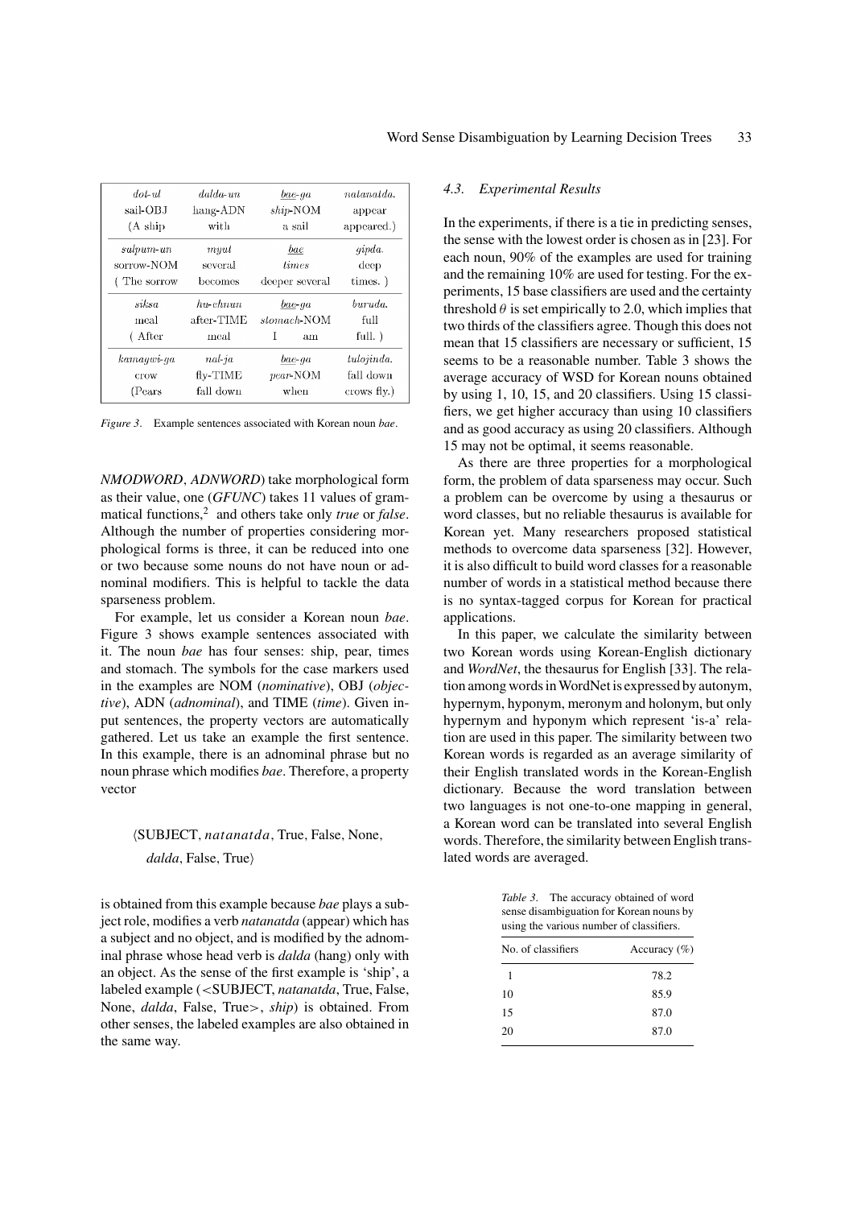| *dol-ul* | *dalda-un* | *bae-ga* | *natanatda.* |
|---|---|---|---|
| sail-OBJ | hang-ADN | *ship*-NOM | appear |
| (A ship | with | a sail | appeared.) |
| *sulpum-un* | *myut* | *bae* | *gipda.* |
| sorrow-NOM | several | *times* | deep |
| ( The sorrow | becomes | deeper several | times. ) |
| *siksa* | *hu-ehnun* | *bae-ga* | *buruda.* |
| meal | after-TIME | *stomach*-NOM | full |
| ( After | meal | I am | full. ) |
| *kamagwi-ga* | *nal-ja* | *bae-ga* | *tulojinda.* |
| crow | fly-TIME | *pear*-NOM | fall down |
| (Pears | fall down | when | crows fly.) |

*Figure 3.* Example sentences associated with Korean noun *bae*.

*NMODWORD*, *ADNWORD*) take morphological form as their value, one (*GFUNC*) takes 11 values of grammatical functions,[2] and others take only *true* or *false*. Although the number of properties considering morphological forms is three, it can be reduced into one or two because some nouns do not have noun or adnominal modifiers. This is helpful to tackle the data sparseness problem.

For example, let us consider a Korean noun *bae*. Figure 3 shows example sentences associated with it. The noun *bae* has four senses: ship, pear, times and stomach. The symbols for the case markers used in the examples are NOM (*nominative*), OBJ (*objective*), ADN (*adnominal*), and TIME (*time*). Given input sentences, the property vectors are automatically gathered. Let us take an example the first sentence. In this example, there is an adnominal phrase but no noun phrase which modifies *bae*. Therefore, a property vector

$$\langle \text{SUBJECT}, \textit{natanatda}, \text{True}, \text{False}, \text{None}, \textit{dalda}, \text{False}, \text{True} \rangle$$

is obtained from this example because *bae* plays a subject role, modifies a verb *natanatda* (appear) which has a subject and no object, and is modified by the adnominal phrase whose head verb is *dalda* (hang) only with an object. As the sense of the first example is 'ship', a labeled example (<SUBJECT, *natanatda*, True, False, None, *dalda*, False, True>, *ship*) is obtained. From other senses, the labeled examples are also obtained in the same way.

### 4.3. Experimental Results

In the experiments, if there is a tie in predicting senses, the sense with the lowest order is chosen as in [23]. For each noun, 90% of the examples are used for training and the remaining 10% are used for testing. For the experiments, 15 base classifiers are used and the certainty threshold $\theta$ is set empirically to 2.0, which implies that two thirds of the classifiers agree. Though this does not mean that 15 classifiers are necessary or sufficient, 15 seems to be a reasonable number. Table 3 shows the average accuracy of WSD for Korean nouns obtained by using 1, 10, 15, and 20 classifiers. Using 15 classifiers, we get higher accuracy than using 10 classifiers and as good accuracy as using 20 classifiers. Although 15 may not be optimal, it seems reasonable.

As there are three properties for a morphological form, the problem of data sparseness may occur. Such a problem can be overcome by using a thesaurus or word classes, but no reliable thesaurus is available for Korean yet. Many researchers proposed statistical methods to overcome data sparseness [32]. However, it is also difficult to build word classes for a reasonable number of words in a statistical method because there is no syntax-tagged corpus for Korean for practical applications.

In this paper, we calculate the similarity between two Korean words using Korean-English dictionary and *WordNet*, the thesaurus for English [33]. The relation among words in WordNet is expressed by autonym, hypernym, hyponym, meronym and holonym, but only hypernym and hyponym which represent 'is-a' relation are used in this paper. The similarity between two Korean words is regarded as an average similarity of their English translated words in the Korean-English dictionary. Because the word translation between two languages is not one-to-one mapping in general, a Korean word can be translated into several English words. Therefore, the similarity between English translated words are averaged.

*Table 3.* The accuracy obtained of word sense disambiguation for Korean nouns by using the various number of classifiers.

| No. of classifiers | Accuracy (%) |
|---|---|
| 1 | 78.2 |
| 10 | 85.9 |
| 15 | 87.0 |
| 20 | 87.0 |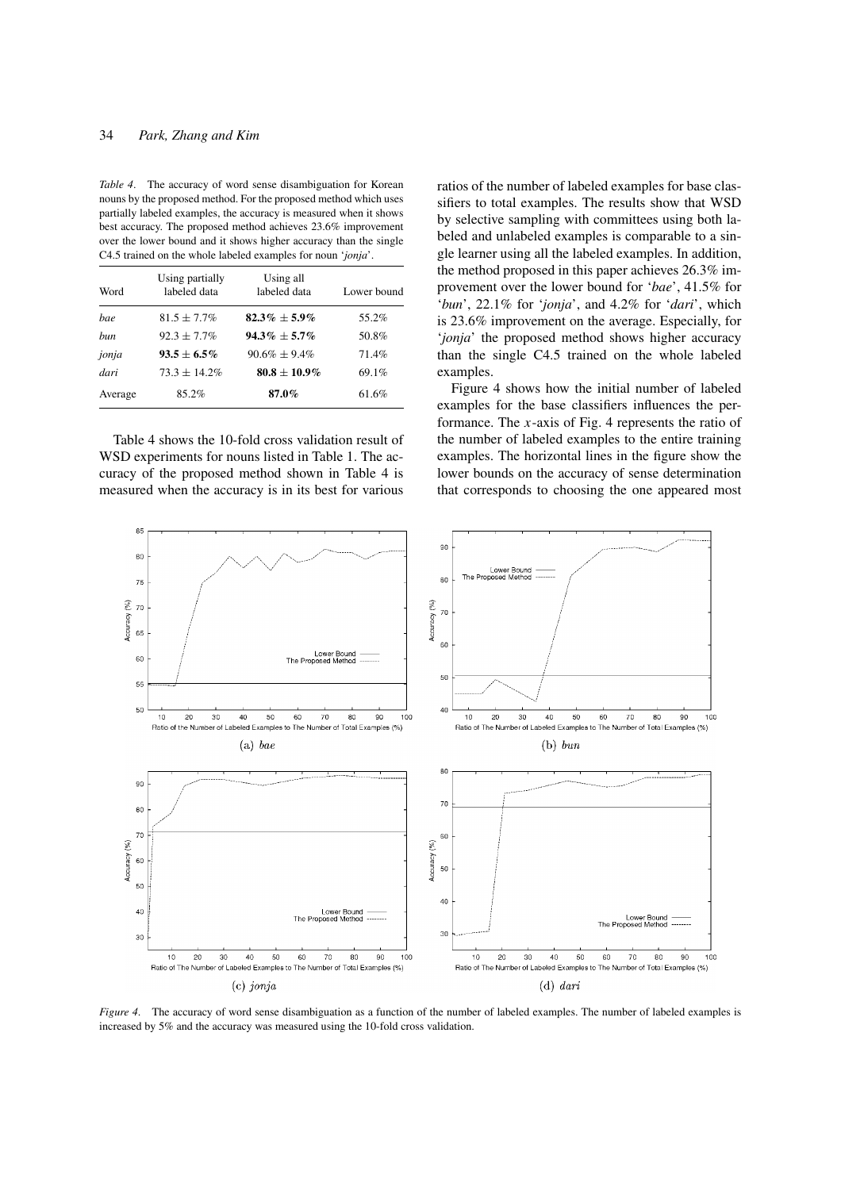*Table 4*. The accuracy of word sense disambiguation for Korean nouns by the proposed method. For the proposed method which uses partially labeled examples, the accuracy is measured when it shows best accuracy. The proposed method achieves 23.6% improvement over the lower bound and it shows higher accuracy than the single C4.5 trained on the whole labeled examples for noun '*jonja*'.

| Word | Using partially labeled data | Using all labeled data | Lower bound |
|---|---|---|---|
| *bae* | 81.5 ± 7.7% | **82.3% ± 5.9%** | 55.2% |
| *bun* | 92.3 ± 7.7% | **94.3% ± 5.7%** | 50.8% |
| *jonja* | **93.5 ± 6.5%** | 90.6% ± 9.4% | 71.4% |
| *dari* | 73.3 ± 14.2% | **80.8 ± 10.9%** | 69.1% |
| Average | 85.2% | **87.0%** | 61.6% |

Table 4 shows the 10-fold cross validation result of WSD experiments for nouns listed in Table 1. The accuracy of the proposed method shown in Table 4 is measured when the accuracy is in its best for various ratios of the number of labeled examples for base classifiers to total examples. The results show that WSD by selective sampling with committees using both labeled and unlabeled examples is comparable to a single learner using all the labeled examples. In addition, the method proposed in this paper achieves 26.3% improvement over the lower bound for '*bae*', 41.5% for '*bun*', 22.1% for '*jonja*', and 4.2% for '*dari*', which is 23.6% improvement on the average. Especially, for '*jonja*' the proposed method shows higher accuracy than the single C4.5 trained on the whole labeled examples.

Figure 4 shows how the initial number of labeled examples for the base classifiers influences the performance. The $x$-axis of Fig. 4 represents the ratio of the number of labeled examples to the entire training examples. The horizontal lines in the figure show the lower bounds on the accuracy of sense determination that corresponds to choosing the one appeared most

(a) *bae* (b) *bun* (c) *jonja* (d) *dari*

*Figure 4*. The accuracy of word sense disambiguation as a function of the number of labeled examples. The number of labeled examples is increased by 5% and the accuracy was measured using the 10-fold cross validation.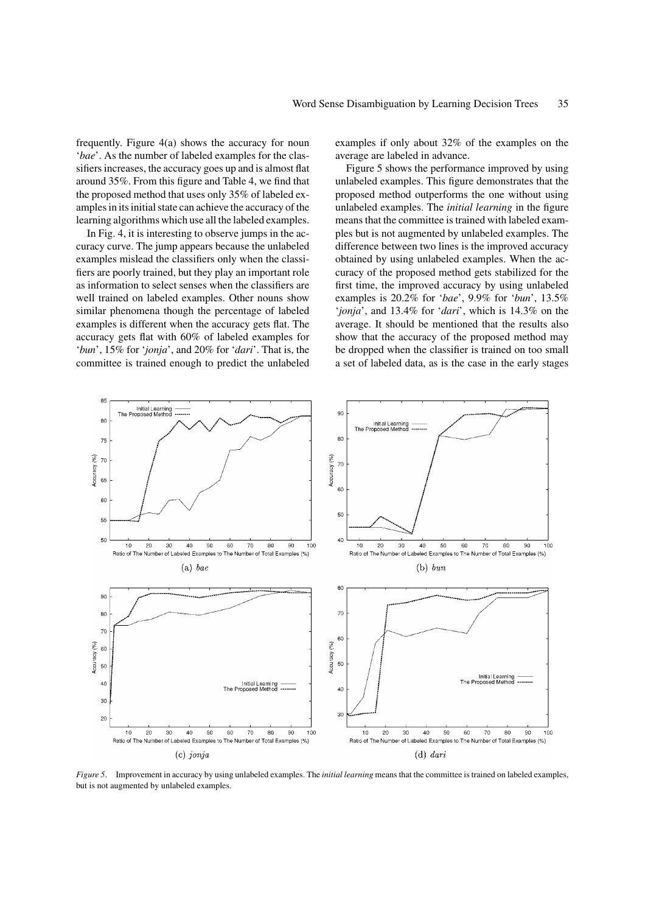frequently. Figure 4(a) shows the accuracy for noun '*bae*'. As the number of labeled examples for the classifiers increases, the accuracy goes up and is almost flat around 35%. From this figure and Table 4, we find that the proposed method that uses only 35% of labeled examples in its initial state can achieve the accuracy of the learning algorithms which use all the labeled examples.

In Fig. 4, it is interesting to observe jumps in the accuracy curve. The jump appears because the unlabeled examples mislead the classifiers only when the classifiers are poorly trained, but they play an important role as information to select senses when the classifiers are well trained on labeled examples. Other nouns show similar phenomena though the percentage of labeled examples is different when the accuracy gets flat. The accuracy gets flat with 60% of labeled examples for '*bun*', 15% for '*jonja*', and 20% for '*dari*'. That is, the committee is trained enough to predict the unlabeled examples if only about 32% of the examples on the average are labeled in advance.

Figure 5 shows the performance improved by using unlabeled examples. This figure demonstrates that the proposed method outperforms the one without using unlabeled examples. The *initial learning* in the figure means that the committee is trained with labeled examples but is not augmented by unlabeled examples. The difference between two lines is the improved accuracy obtained by using unlabeled examples. When the accuracy of the proposed method gets stabilized for the first time, the improved accuracy by using unlabeled examples is 20.2% for '*bae*', 9.9% for '*bun*', 13.5% '*jonja*', and 13.4% for '*dari*', which is 14.3% on the average. It should be mentioned that the results also show that the accuracy of the proposed method may be dropped when the classifier is trained on too small a set of labeled data, as is the case in the early stages

*Figure 5*. Improvement in accuracy by using unlabeled examples. The *initial learning* means that the committee is trained on labeled examples, but is not augmented by unlabeled examples.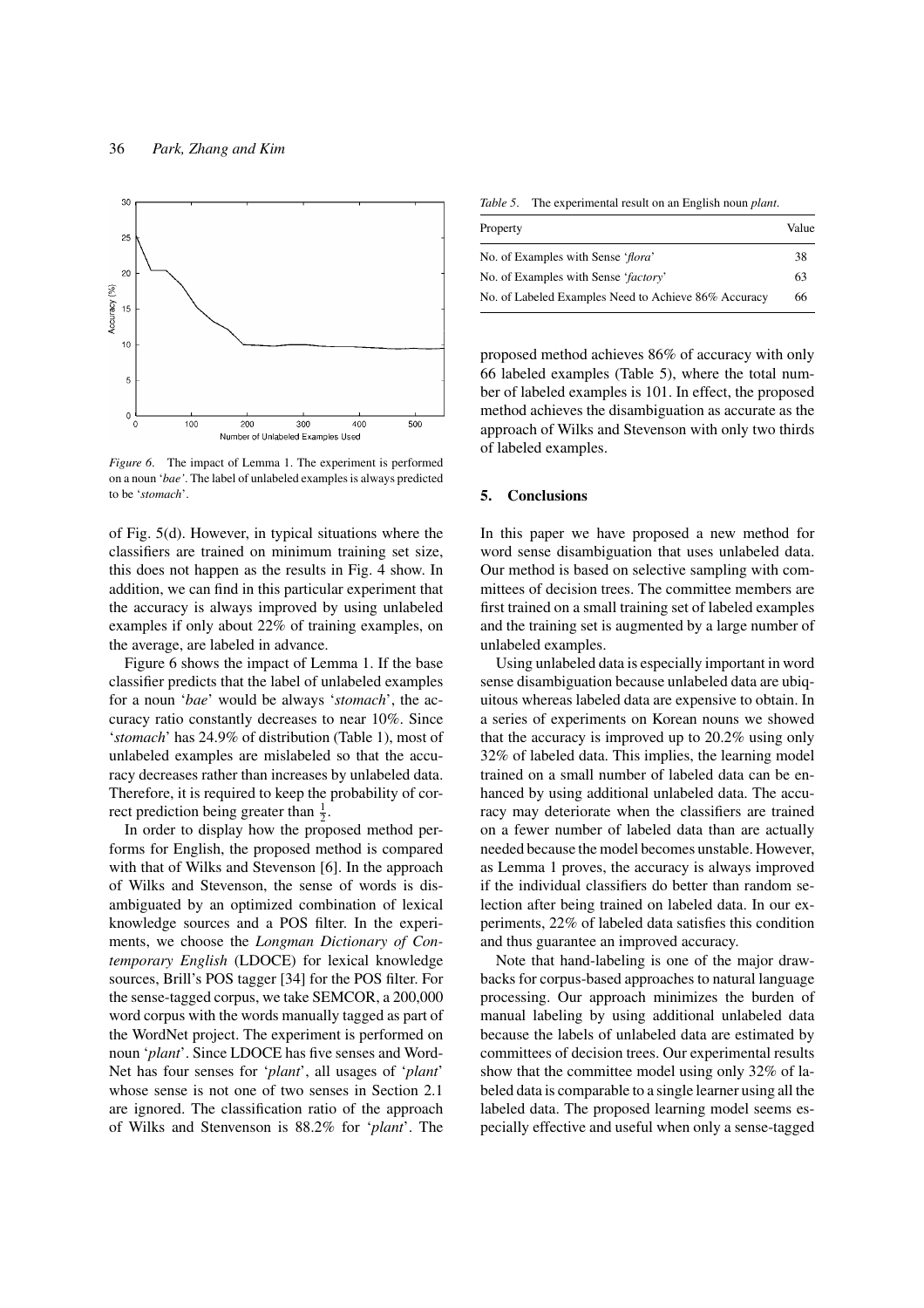Figure 6. The impact of Lemma 1. The experiment is performed on a noun '*bae*'. The label of unlabeled examples is always predicted to be '*stomach*'.

of Fig. 5(d). However, in typical situations where the classifiers are trained on minimum training set size, this does not happen as the results in Fig. 4 show. In addition, we can find in this particular experiment that the accuracy is always improved by using unlabeled examples if only about 22% of training examples, on the average, are labeled in advance.

Figure 6 shows the impact of Lemma 1. If the base classifier predicts that the label of unlabeled examples for a noun '*bae*' would be always '*stomach*', the accuracy ratio constantly decreases to near 10%. Since '*stomach*' has 24.9% of distribution (Table 1), most of unlabeled examples are mislabeled so that the accuracy decreases rather than increases by unlabeled data. Therefore, it is required to keep the probability of correct prediction being greater than $\frac{1}{2}$.

In order to display how the proposed method performs for English, the proposed method is compared with that of Wilks and Stevenson [6]. In the approach of Wilks and Stevenson, the sense of words is disambiguated by an optimized combination of lexical knowledge sources and a POS filter. In the experiments, we choose the *Longman Dictionary of Contemporary English* (LDOCE) for lexical knowledge sources, Brill's POS tagger [34] for the POS filter. For the sense-tagged corpus, we take SEMCOR, a 200,000 word corpus with the words manually tagged as part of the WordNet project. The experiment is performed on noun '*plant*'. Since LDOCE has five senses and WordNet has four senses for '*plant*', all usages of '*plant*' whose sense is not one of two senses in Section 2.1 are ignored. The classification ratio of the approach of Wilks and Stenvenson is 88.2% for '*plant*'. The proposed method achieves 86% of accuracy with only 66 labeled examples (Table 5), where the total number of labeled examples is 101. In effect, the proposed method achieves the disambiguation as accurate as the approach of Wilks and Stevenson with only two thirds of labeled examples.

*Table 5.* The experimental result on an English noun *plant*.

| Property | Value |
|---|---|
| No. of Examples with Sense '*flora*' | 38 |
| No. of Examples with Sense '*factory*' | 63 |
| No. of Labeled Examples Need to Achieve 86% Accuracy | 66 |

## 5. Conclusions

In this paper we have proposed a new method for word sense disambiguation that uses unlabeled data. Our method is based on selective sampling with committees of decision trees. The committee members are first trained on a small training set of labeled examples and the training set is augmented by a large number of unlabeled examples.

Using unlabeled data is especially important in word sense disambiguation because unlabeled data are ubiquitous whereas labeled data are expensive to obtain. In a series of experiments on Korean nouns we showed that the accuracy is improved up to 20.2% using only 32% of labeled data. This implies, the learning model trained on a small number of labeled data can be enhanced by using additional unlabeled data. The accuracy may deteriorate when the classifiers are trained on a fewer number of labeled data than are actually needed because the model becomes unstable. However, as Lemma 1 proves, the accuracy is always improved if the individual classifiers do better than random selection after being trained on labeled data. In our experiments, 22% of labeled data satisfies this condition and thus guarantee an improved accuracy.

Note that hand-labeling is one of the major drawbacks for corpus-based approaches to natural language processing. Our approach minimizes the burden of manual labeling by using additional unlabeled data because the labels of unlabeled data are estimated by committees of decision trees. Our experimental results show that the committee model using only 32% of labeled data is comparable to a single learner using all the labeled data. The proposed learning model seems especially effective and useful when only a sense-tagged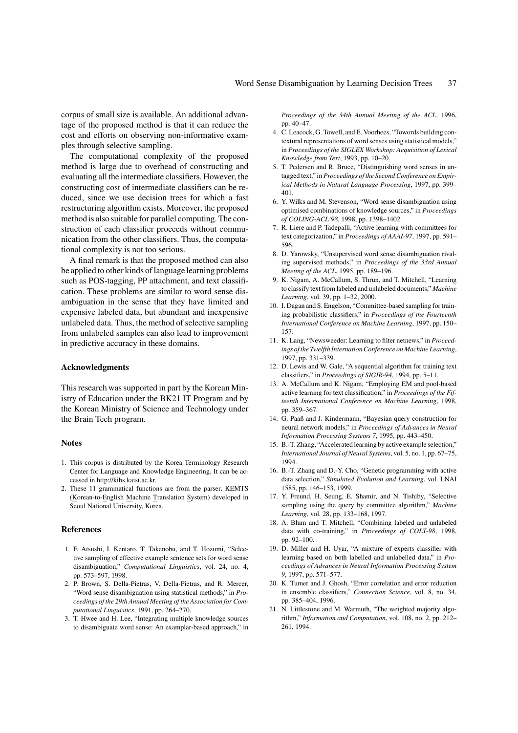corpus of small size is available. An additional advantage of the proposed method is that it can reduce the cost and efforts on observing non-informative examples through selective sampling.

The computational complexity of the proposed method is large due to overhead of constructing and evaluating all the intermediate classifiers. However, the constructing cost of intermediate classifiers can be reduced, since we use decision trees for which a fast restructuring algorithm exists. Moreover, the proposed method is also suitable for parallel computing. The construction of each classifier proceeds without communication from the other classifiers. Thus, the computational complexity is not too serious.

A final remark is that the proposed method can also be applied to other kinds of language learning problems such as POS-tagging, PP attachment, and text classification. These problems are similar to word sense disambiguation in the sense that they have limited and expensive labeled data, but abundant and inexpensive unlabeled data. Thus, the method of selective sampling from unlabeled samples can also lead to improvement in predictive accuracy in these domains.

### Acknowledgments

This research was supported in part by the Korean Ministry of Education under the BK21 IT Program and by the Korean Ministry of Science and Technology under the Brain Tech program.

### Notes

1. This corpus is distributed by the Korea Terminology Research Center for Language and Knowledge Engineering. It can be accessed in http://kibs.kaist.ac.kr.
2. These 11 grammatical functions are from the parser, KEMTS (Korean-to-English Machine Translation System) developed in Seoul National University, Korea.

### References

1. F. Atsushi, I. Kentaro, T. Takenobu, and T. Hozumi, "Selective sampling of effective example sentence sets for word sense disambiguation," *Computational Linguistics*, vol. 24, no. 4, pp. 573–597, 1998.
2. P. Brown, S. Della-Pietras, V. Della-Pietras, and R. Mercer, "Word sense disambiguation using statistical methods," in *Proceedings of the 29th Annual Meeting of the Association for Computational Linguistics*, 1991, pp. 264–270.
3. T. Hwee and H. Lee, "Integrating multiple knowledge sources to disambiguate word sense: An examplar-based approach," in *Proceedings of the 34th Annual Meeting of the ACL*, 1996, pp. 40–47.
4. C. Leacock, G. Towell, and E. Voorhees, "Towords building contextural representations of word senses using statistical models," in *Proceedings of the SIGLEX Workshop: Acquisition of Lexical Knowledge from Text*, 1993, pp. 10–20.
5. T. Pedersen and R. Bruce, "Distinguishing word senses in untagged text," in *Proceedings of the Second Conference on Empirical Methods in Natural Language Processing*, 1997, pp. 399–401.
6. Y. Wilks and M. Stevenson, "Word sense disambiguation using optimised combinations of knowledge sources," in *Proceedings of COLING-ACL'98*, 1998, pp. 1398–1402.
7. R. Liere and P. Tadepalli, "Active learning with committees for text categorization," in *Proceedings of AAAI-97*, 1997, pp. 591–596.
8. D. Yarowsky, "Unsupervised word sense disambiguation rivaling supervised methods," in *Proceedings of the 33rd Annual Meeting of the ACL*, 1995, pp. 189–196.
9. K. Nigam, A. McCallum, S. Thrun, and T. Mitchell, "Learning to classify text from labeled and unlabeled documents," *Machine Learning*, vol. 39, pp. 1–32, 2000.
10. I. Dagan and S. Engelson, "Committee-based sampling for training probabilistic classifiers," in *Proceedings of the Fourteenth International Conference on Machine Learning*, 1997, pp. 150–157.
11. K. Lang, "Newsweeder: Learning to filter netnews," in *Proceedings of the Twelfth Internation Conference on Machine Learning*, 1997, pp. 331–339.
12. D. Lewis and W. Gale, "A sequential algorithm for training text classifiers," in *Proceedings of SIGIR-94*, 1994, pp. 5–11.
13. A. McCallum and K. Nigam, "Employing EM and pool-based active learning for text classification," in *Proceedings of the Fifteenth International Conference on Machine Learning*, 1998, pp. 359–367.
14. G. Paaß and J. Kindermann, "Bayesian query construction for neural network models," in *Proceedings of Advances in Neural Information Processing Systems 7*, 1995, pp. 443–450.
15. B.-T. Zhang, "Accelerated learning by active example selection," *International Journal of Neural Systems*, vol. 5, no. 1, pp. 67–75, 1994.
16. B.-T. Zhang and D.-Y. Cho, "Genetic programming with active data selection," *Simulated Evolution and Learning*, vol. LNAI 1585, pp. 146–153, 1999.
17. Y. Freund, H. Seung, E. Shamir, and N. Tishiby, "Selective sampling using the query by committee algorithm," *Machine Learning*, vol. 28, pp. 133–168, 1997.
18. A. Blum and T. Mitchell, "Combining labeled and unlabeled data with co-training," in *Proceedings of COLT-98*, 1998, pp. 92–100.
19. D. Miller and H. Uyar, "A mixture of experts classifier with learning based on both labelled and unlabelled data," in *Proceedings of Advances in Neural Information Processing System 9*, 1997, pp. 571–577.
20. K. Tumer and J. Ghosh, "Error correlation and error reduction in ensemble classifiers," *Connection Science*, vol. 8, no. 34, pp. 385–404, 1996.
21. N. Littlestone and M. Warmuth, "The weighted majority algorithm," *Information and Computation*, vol. 108, no. 2, pp. 212–261, 1994.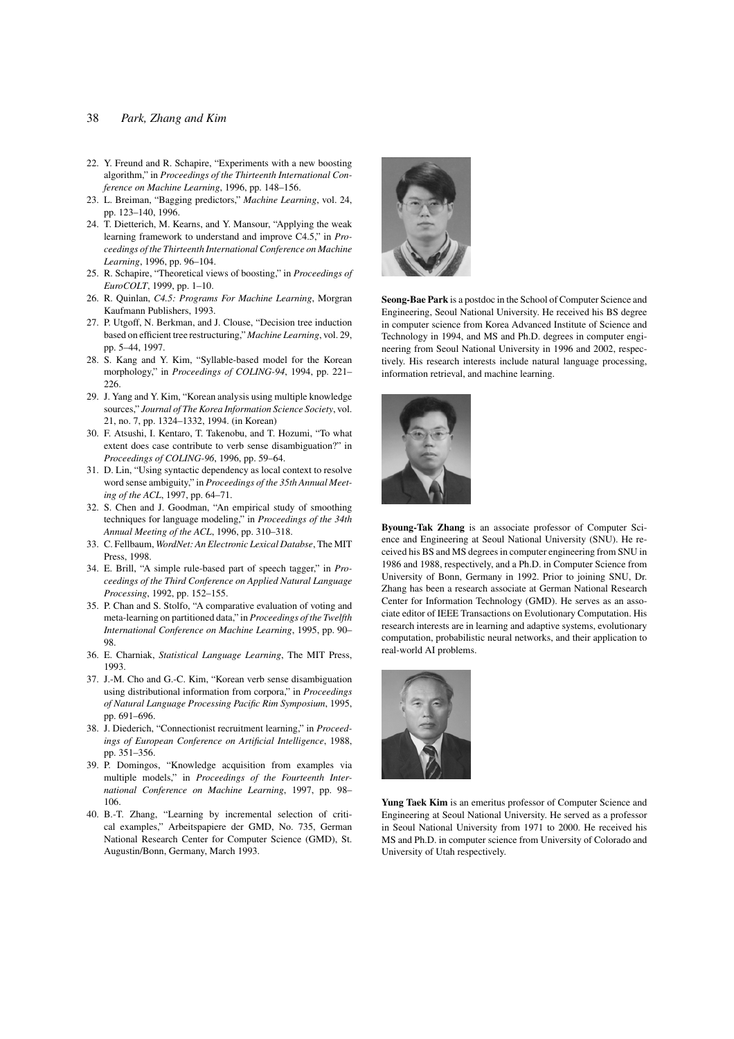22. Y. Freund and R. Schapire, "Experiments with a new boosting algorithm," in *Proceedings of the Thirteenth International Conference on Machine Learning*, 1996, pp. 148–156.
23. L. Breiman, "Bagging predictors," *Machine Learning*, vol. 24, pp. 123–140, 1996.
24. T. Dietterich, M. Kearns, and Y. Mansour, "Applying the weak learning framework to understand and improve C4.5," in *Proceedings of the Thirteenth International Conference on Machine Learning*, 1996, pp. 96–104.
25. R. Schapire, "Theoretical views of boosting," in *Proceedings of EuroCOLT*, 1999, pp. 1–10.
26. R. Quinlan, *C4.5: Programs For Machine Learning*, Morgran Kaufmann Publishers, 1993.
27. P. Utgoff, N. Berkman, and J. Clouse, "Decision tree induction based on efficient tree restructuring," *Machine Learning*, vol. 29, pp. 5–44, 1997.
28. S. Kang and Y. Kim, "Syllable-based model for the Korean morphology," in *Proceedings of COLING-94*, 1994, pp. 221–226.
29. J. Yang and Y. Kim, "Korean analysis using multiple knowledge sources," *Journal of The Korea Information Science Society*, vol. 21, no. 7, pp. 1324–1332, 1994. (in Korean)
30. F. Atsushi, I. Kentaro, T. Takenobu, and T. Hozumi, "To what extent does case contribute to verb sense disambiguation?" in *Proceedings of COLING-96*, 1996, pp. 59–64.
31. D. Lin, "Using syntactic dependency as local context to resolve word sense ambiguity," in *Proceedings of the 35th Annual Meeting of the ACL*, 1997, pp. 64–71.
32. S. Chen and J. Goodman, "An empirical study of smoothing techniques for language modeling," in *Proceedings of the 34th Annual Meeting of the ACL*, 1996, pp. 310–318.
33. C. Fellbaum, *WordNet: An Electronic Lexical Databse*, The MIT Press, 1998.
34. E. Brill, "A simple rule-based part of speech tagger," in *Proceedings of the Third Conference on Applied Natural Language Processing*, 1992, pp. 152–155.
35. P. Chan and S. Stolfo, "A comparative evaluation of voting and meta-learning on partitioned data," in *Proceedings of the Twelfth International Conference on Machine Learning*, 1995, pp. 90–98.
36. E. Charniak, *Statistical Language Learning*, The MIT Press, 1993.
37. J.-M. Cho and G.-C. Kim, "Korean verb sense disambiguation using distributional information from corpora," in *Proceedings of Natural Language Processing Pacific Rim Symposium*, 1995, pp. 691–696.
38. J. Diederich, "Connectionist recruitment learning," in *Proceedings of European Conference on Artificial Intelligence*, 1988, pp. 351–356.
39. P. Domingos, "Knowledge acquisition from examples via multiple models," in *Proceedings of the Fourteenth International Conference on Machine Learning*, 1997, pp. 98–106.
40. B.-T. Zhang, "Learning by incremental selection of critical examples," Arbeitspapiere der GMD, No. 735, German National Research Center for Computer Science (GMD), St. Augustin/Bonn, Germany, March 1993.

**Seong-Bae Park** is a postdoc in the School of Computer Science and Engineering, Seoul National University. He received his BS degree in computer science from Korea Advanced Institute of Science and Technology in 1994, and MS and Ph.D. degrees in computer engineering from Seoul National University in 1996 and 2002, respectively. His research interests include natural language processing, information retrieval, and machine learning.

**Byoung-Tak Zhang** is an associate professor of Computer Science and Engineering at Seoul National University (SNU). He received his BS and MS degrees in computer engineering from SNU in 1986 and 1988, respectively, and a Ph.D. in Computer Science from University of Bonn, Germany in 1992. Prior to joining SNU, Dr. Zhang has been a research associate at German National Research Center for Information Technology (GMD). He serves as an associate editor of IEEE Transactions on Evolutionary Computation. His research interests are in learning and adaptive systems, evolutionary computation, probabilistic neural networks, and their application to real-world AI problems.

**Yung Taek Kim** is an emeritus professor of Computer Science and Engineering at Seoul National University. He served as a professor in Seoul National University from 1971 to 2000. He received his MS and Ph.D. in computer science from University of Colorado and University of Utah respectively.